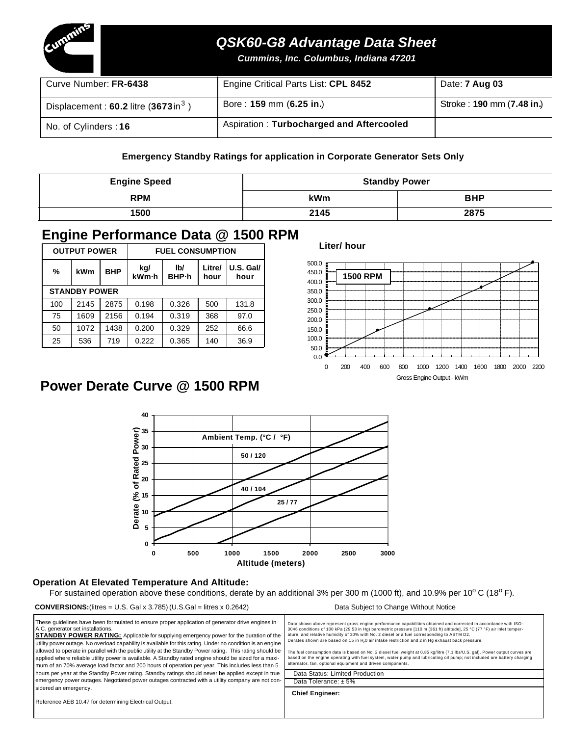# QSK60-G8 Advantage Data Sheet

*Cummins, Inc. Columbus, Indiana 47201*

| Curve Number: **FR-6438** | Engine Critical Parts List: **CPL 8452** | Date: **7 Aug 03** |
|---|---|---|
| Displacement : **60.2** litre (**3673** in$^3$ ) | Bore : **159** mm (**6.25 in.**) | Stroke : **190** mm (**7.48 in.**) |
| No. of Cylinders : **16** | Aspiration : **Turbocharged and Aftercooled** | |

**Emergency Standby Ratings for application in Corporate Generator Sets Only**

| Engine Speed | Standby Power | |
|---|---|---|
| RPM | kWm | BHP |
| 1500 | 2145 | 2875 |

## Engine Performance Data @ 1500 RPM

| OUTPUT POWER | | | FUEL CONSUMPTION | | | |
|---|---|---|---|---|---|---|
| % | kWm | BHP | kg/ kWm·h | lb/ BHP·h | Litre/ hour | U.S. Gal/ hour |
| **STANDBY POWER** | | | | | | |
| 100 | 2145 | 2875 | 0.198 | 0.326 | 500 | 131.8 |
| 75 | 1609 | 2156 | 0.194 | 0.319 | 368 | 97.0 |
| 50 | 1072 | 1438 | 0.200 | 0.329 | 252 | 66.6 |
| 25 | 536 | 719 | 0.222 | 0.365 | 140 | 36.9 |

## Power Derate Curve @ 1500 RPM

**Operation At Elevated Temperature And Altitude:**

For sustained operation above these conditions, derate by an additional 3% per 300 m (1000 ft), and 10.9% per 10$^o$ C (18$^o$ F).

**CONVERSIONS:** (litres = U.S. Gal x 3.785) (U.S.Gal = litres x 0.2642)

Data Subject to Change Without Notice

These guidelines have been formulated to ensure proper application of generator drive engines in A.C. generator set installations.

**STANDBY POWER RATING:** Applicable for supplying emergency power for the duration of the utility power outage. No overload capability is available for this rating. Under no condition is an engine allowed to operate in parallel with the public utility at the Standby Power rating. This rating should be applied where reliable utility power is available. A Standby rated engine should be sized for a maximum of an 70% average load factor and 200 hours of operation per year. This includes less than 5 hours per year at the Standby Power rating. Standby ratings should never be applied except in true emergency power outages. Negotiated power outages contracted with a utility company are not considered an emergency.

Reference AEB 10.47 for determining Electrical Output.

Data shown above represent gross engine performance capabilities obtained and corrected in accordance with ISO-3046 conditions of 100 kPa (29.53 in Hg) barometric pressure [110 m (361 ft) altitude], 25 °C (77 °F) air inlet temperature, and relative humidity of 30% with No. 2 diesel or a fuel corresponding to ASTM D2.
Derates shown are based on 15 in $H_2$0 air intake restriction and 2 in Hg exhaust back pressure.

The fuel consumption data is based on No. 2 diesel fuel weight at 0.85 kg/litre (7.1 lbs/U.S. gal). Power output curves are based on the engine operating with fuel system, water pump and lubricating oil pump; not included are battery charging alternator, fan, optional equipment and driven components.

Data Status: Limited Production

Data Tolerance: ± 5%

**Chief Engineer:**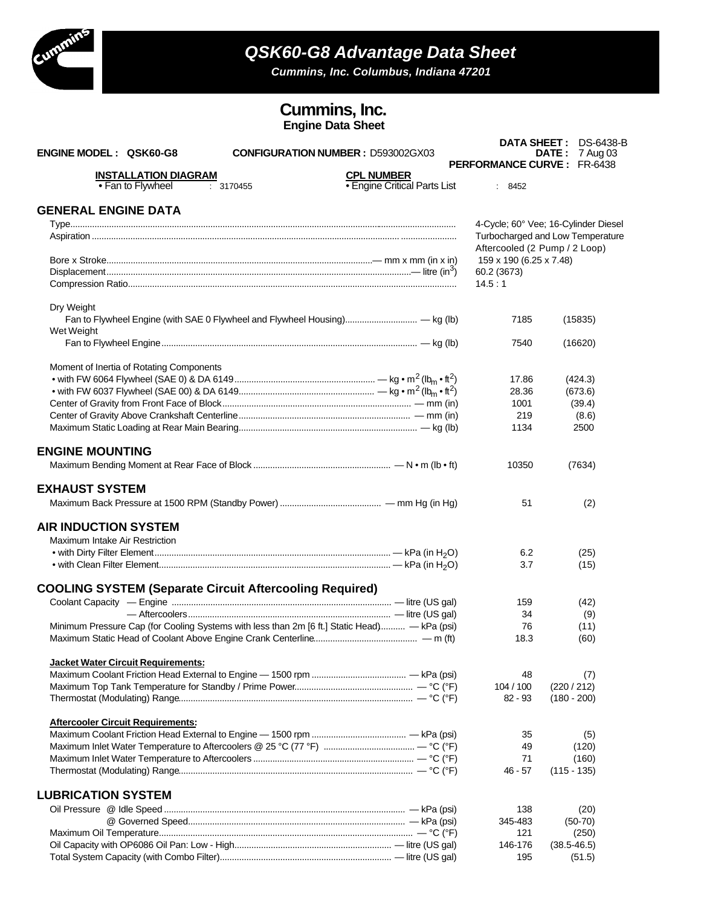# QSK60-G8 Advantage Data Sheet

*Cummins, Inc. Columbus, Indiana 47201*

## Cummins, Inc.

**Engine Data Sheet**

**ENGINE MODEL : QSK60-G8** **CONFIGURATION NUMBER :** D593002GX03

**DATA SHEET :** DS-6438-B
**DATE :** 7 Aug 03
**PERFORMANCE CURVE :** FR-6438

**INSTALLATION DIAGRAM**
• Fan to Flywheel : 3170455

**CPL NUMBER**
• Engine Critical Parts List : 8452

## GENERAL ENGINE DATA

| | | | |
|---|---|---|---|
| Type | | 4-Cycle; 60° Vee; 16-Cylinder Diesel | |
| Aspiration | | Turbocharged and Low Temperature Aftercooled (2 Pump / 2 Loop) | |
| Bore x Stroke | — mm x mm (in x in) | 159 x 190 (6.25 x 7.48) | |
| Displacement | — litre ($in^3$) | 60.2 (3673) | |
| Compression Ratio | | 14.5 : 1 | |
| **Dry Weight** | | | |
| Fan to Flywheel Engine (with SAE 0 Flywheel and Flywheel Housing) | — kg (lb) | 7185 | (15835) |
| **Wet Weight** | | | |
| Fan to Flywheel Engine | — kg (lb) | 7540 | (16620) |
| **Moment of Inertia of Rotating Components** | | | |
| • with FW 6064 Flywheel (SAE 0) & DA 6149 | — $kg \cdot m^2$ ($lb_m \cdot ft^2$) | 17.86 | (424.3) |
| • with FW 6037 Flywheel (SAE 00) & DA 6149 | — $kg \cdot m^2$ ($lb_m \cdot ft^2$) | 28.36 | (673.6) |
| Center of Gravity from Front Face of Block | — mm (in) | 1001 | (39.4) |
| Center of Gravity Above Crankshaft Centerline | — mm (in) | 219 | (8.6) |
| Maximum Static Loading at Rear Main Bearing | — kg (lb) | 1134 | 2500 |

## ENGINE MOUNTING

| | | | |
|---|---|---|---|
| Maximum Bending Moment at Rear Face of Block | — N • m (lb • ft) | 10350 | (7634) |

## EXHAUST SYSTEM

| | | | |
|---|---|---|---|
| Maximum Back Pressure at 1500 RPM (Standby Power) | — mm Hg (in Hg) | 51 | (2) |

## AIR INDUCTION SYSTEM

| | | | |
|---|---|---|---|
| **Maximum Intake Air Restriction** | | | |
| • with Dirty Filter Element | — kPa (in $H_2O$) | 6.2 | (25) |
| • with Clean Filter Element | — kPa (in $H_2O$) | 3.7 | (15) |

## COOLING SYSTEM (Separate Circuit Aftercooling Required)

| | | | |
|---|---|---|---|
| Coolant Capacity — Engine | — litre (US gal) | 159 | (42) |
| — Aftercoolers | — litre (US gal) | 34 | (9) |
| Minimum Pressure Cap (for Cooling Systems with less than 2m [6 ft.] Static Head) | — kPa (psi) | 76 | (11) |
| Maximum Static Head of Coolant Above Engine Crank Centerline | — m (ft) | 18.3 | (60) |
| **Jacket Water Circuit Requirements:** | | | |
| Maximum Coolant Friction Head External to Engine — 1500 rpm | — kPa (psi) | 48 | (7) |
| Maximum Top Tank Temperature for Standby / Prime Power | — °C (°F) | 104 / 100 | (220 / 212) |
| Thermostat (Modulating) Range | — °C (°F) | 82 - 93 | (180 - 200) |
| **Aftercooler Circuit Requirements:** | | | |
| Maximum Coolant Friction Head External to Engine — 1500 rpm | — kPa (psi) | 35 | (5) |
| Maximum Inlet Water Temperature to Aftercoolers @ 25 °C (77 °F) | — °C (°F) | 49 | (120) |
| Maximum Inlet Water Temperature to Aftercoolers | — °C (°F) | 71 | (160) |
| Thermostat (Modulating) Range | — °C (°F) | 46 - 57 | (115 - 135) |

## LUBRICATION SYSTEM

| | | | |
|---|---|---|---|
| Oil Pressure @ Idle Speed | — kPa (psi) | 138 | (20) |
| @ Governed Speed | — kPa (psi) | 345-483 | (50-70) |
| Maximum Oil Temperature | — °C (°F) | 121 | (250) |
| Oil Capacity with OP6086 Oil Pan: Low - High | — litre (US gal) | 146-176 | (38.5-46.5) |
| Total System Capacity (with Combo Filter) | — litre (US gal) | 195 | (51.5) |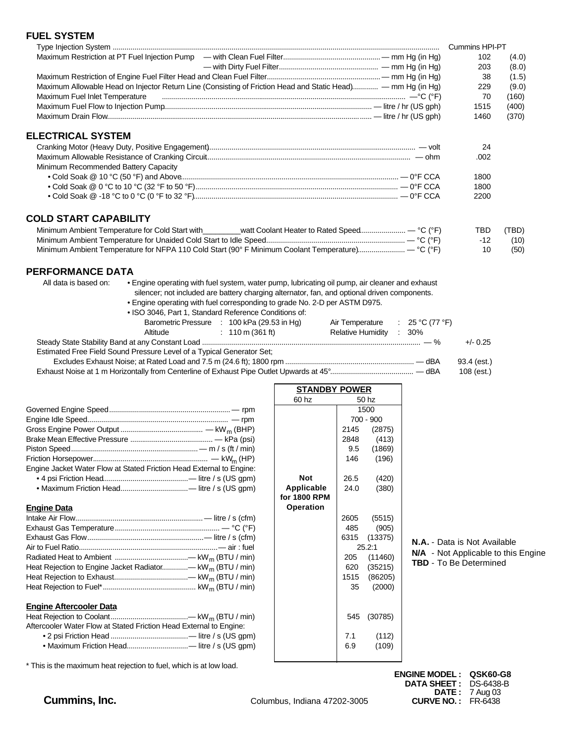## FUEL SYSTEM

| | | | |
|---|---|---|---|
| Type Injection System | | Cummins HPI-PT | |
| Maximum Restriction at PT Fuel Injection Pump — with Clean Fuel Filter | — mm Hg (in Hg) | 102 | (4.0) |
| — with Dirty Fuel Filter | — mm Hg (in Hg) | 203 | (8.0) |
| Maximum Restriction of Engine Fuel Filter Head and Clean Fuel Filter | — mm Hg (in Hg) | 38 | (1.5) |
| Maximum Allowable Head on Injector Return Line (Consisting of Friction Head and Static Head) | — mm Hg (in Hg) | 229 | (9.0) |
| Maximum Fuel Inlet Temperature | — °C (°F) | 70 | (160) |
| Maximum Fuel Flow to Injection Pump | — litre / hr (US gph) | 1515 | (400) |
| Maximum Drain Flow | — litre / hr (US gph) | 1460 | (370) |

## ELECTRICAL SYSTEM

| | | |
|---|---|---|
| Cranking Motor (Heavy Duty, Positive Engagement) | — volt | 24 |
| Maximum Allowable Resistance of Cranking Circuit | — ohm | .002 |
| Minimum Recommended Battery Capacity | | |
| • Cold Soak @ 10 °C (50 °F) and Above | — 0°F CCA | 1800 |
| • Cold Soak @ 0 °C to 10 °C (32 °F to 50 °F) | — 0°F CCA | 1800 |
| • Cold Soak @ -18 °C to 0 °C (0 °F to 32 °F) | — 0°F CCA | 2200 |

## COLD START CAPABILITY

| | | | |
|---|---|---|---|
| Minimum Ambient Temperature for Cold Start with ________ watt Coolant Heater to Rated Speed | — °C (°F) | TBD | (TBD) |
| Minimum Ambient Temperature for Unaided Cold Start to Idle Speed | — °C (°F) | -12 | (10) |
| Minimum Ambient Temperature for NFPA 110 Cold Start (90° F Minimum Coolant Temperature) | — °C (°F) | 10 | (50) |

## PERFORMANCE DATA

All data is based on:
- Engine operating with fuel system, water pump, lubricating oil pump, air cleaner and exhaust silencer; not included are battery charging alternator, fan, and optional driven components.
- Engine operating with fuel corresponding to grade No. 2-D per ASTM D975.
- ISO 3046, Part 1, Standard Reference Conditions of:

  Barometric Pressure : 100 kPa (29.53 in Hg) Air Temperature : 25 °C (77 °F)
  Altitude : 110 m (361 ft) Relative Humidity : 30%

| | | |
|---|---|---|
| Steady State Stability Band at any Constant Load | — % | +/- 0.25 |
| Estimated Free Field Sound Pressure Level of a Typical Generator Set; Excludes Exhaust Noise; at Rated Load and 7.5 m (24.6 ft); 1800 rpm | — dBA | 93.4 (est.) |
| Exhaust Noise at 1 m Horizontally from Centerline of Exhaust Pipe Outlet Upwards at 45° | — dBA | 108 (est.) |

| | STANDBY POWER 60 hz | STANDBY POWER 50 hz |
|---|---|---|
| Governed Engine Speed — rpm | Not Applicable for 1800 RPM Operation | 1500 |
| Engine Idle Speed — rpm | | 700 - 900 |
| Gross Engine Power Output — $kW_m$ (BHP) | | 2145 (2875) |
| Brake Mean Effective Pressure — kPa (psi) | | 2848 (413) |
| Piston Speed — m / s (ft / min) | | 9.5 (1869) |
| Friction Horsepower — $kW_m$ (HP) | | 146 (196) |
| Engine Jacket Water Flow at Stated Friction Head External to Engine: | | |
| • 4 psi Friction Head — litre / s (US gpm) | | 26.5 (420) |
| • Maximum Friction Head — litre / s (US gpm) | | 24.0 (380) |
| **Engine Data** | | |
| Intake Air Flow — litre / s (cfm) | | 2605 (5515) |
| Exhaust Gas Temperature — °C (°F) | | 485 (905) |
| Exhaust Gas Flow — litre / s (cfm) | | 6315 (13375) |
| Air to Fuel Ratio — air : fuel | | 25.2:1 |
| Radiated Heat to Ambient — $kW_m$ (BTU / min) | | 205 (11460) |
| Heat Rejection to Engine Jacket Radiator — $kW_m$ (BTU / min) | | 620 (35215) |
| Heat Rejection to Exhaust — $kW_m$ (BTU / min) | | 1515 (86205) |
| Heat Rejection to Fuel* $kW_m$ (BTU / min) | | 35 (2000) |
| **Engine Aftercooler Data** | | |
| Heat Rejection to Coolant — $kW_m$ (BTU / min) | | 545 (30785) |
| Aftercooler Water Flow at Stated Friction Head External to Engine: | | |
| • 2 psi Friction Head — litre / s (US gpm) | | 7.1 (112) |
| • Maximum Friction Head — litre / s (US gpm) | | 6.9 (109) |

**N.A.** - Data is Not Available
**N/A** - Not Applicable to this Engine
**TBD** - To Be Determined

\* This is the maximum heat rejection to fuel, which is at low load.

**ENGINE MODEL :** QSK60-G8
**DATA SHEET :** DS-6438-B
**DATE :** 7 Aug 03
**CURVE NO. :** FR-6438

**Cummins, Inc.** Columbus, Indiana 47202-3005